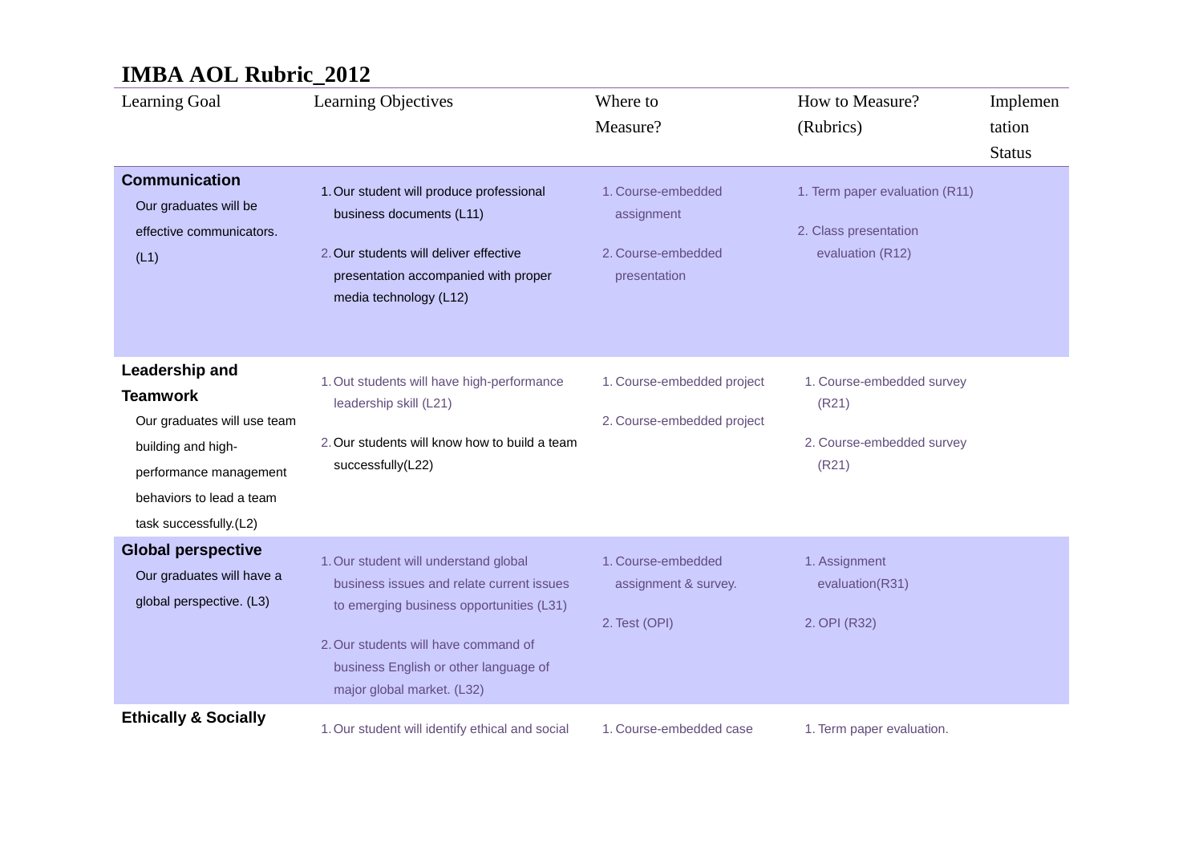# IMBA AOL Rubric_2012

| Learning Goal | Learning Objectives | Where to Measure? | How to Measure? (Rubrics) | Implementation Status |
|---|---|---|---|---|
| **Communication**<br>Our graduates will be effective communicators. (L1) | 1. Our student will produce professional business documents (L11)<br>2. Our students will deliver effective presentation accompanied with proper media technology (L12) | 1. Course-embedded assignment<br>2. Course-embedded presentation | 1. Term paper evaluation (R11)<br>2. Class presentation evaluation (R12) | |
| **Leadership and Teamwork**<br>Our graduates will use team building and high-performance management behaviors to lead a team task successfully.(L2) | 1. Out students will have high-performance leadership skill (L21)<br>2. Our students will know how to build a team successfully(L22) | 1. Course-embedded project<br>2. Course-embedded project | 1. Course-embedded survey (R21)<br>2. Course-embedded survey (R21) | |
| **Global perspective**<br>Our graduates will have a global perspective. (L3) | 1. Our student will understand global business issues and relate current issues to emerging business opportunities (L31)<br>2. Our students will have command of business English or other language of major global market. (L32) | 1. Course-embedded assignment & survey.<br>2. Test (OPI) | 1. Assignment evaluation(R31)<br>2. OPI (R32) | |
| **Ethically & Socially** | 1. Our student will identify ethical and social | 1. Course-embedded case | 1. Term paper evaluation. | |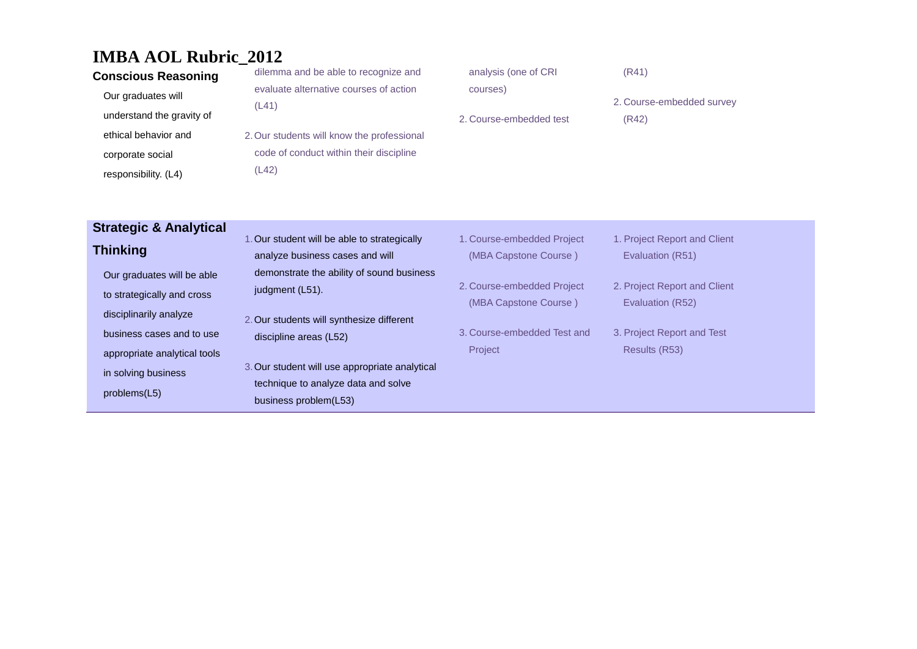# IMBA AOL Rubric_2012

| | | | |
|---|---|---|---|
| **Conscious Reasoning** Our graduates will understand the gravity of ethical behavior and corporate social responsibility. (L4) | dilemma and be able to recognize and evaluate alternative courses of action (L41) 2. Our students will know the professional code of conduct within their discipline (L42) | analysis (one of CRI courses) 2. Course-embedded test | (R41) 2. Course-embedded survey (R42) |
| **Strategic & Analytical Thinking** Our graduates will be able to strategically and cross disciplinarily analyze business cases and to use appropriate analytical tools in solving business problems(L5) | 1. Our student will be able to strategically analyze business cases and will demonstrate the ability of sound business judgment (L51). 2. Our students will synthesize different discipline areas (L52) 3. Our student will use appropriate analytical technique to analyze data and solve business problem(L53) | 1. Course-embedded Project (MBA Capstone Course ) 2. Course-embedded Project (MBA Capstone Course ) 3. Course-embedded Test and Project | 1. Project Report and Client Evaluation (R51) 2. Project Report and Client Evaluation (R52) 3. Project Report and Test Results (R53) |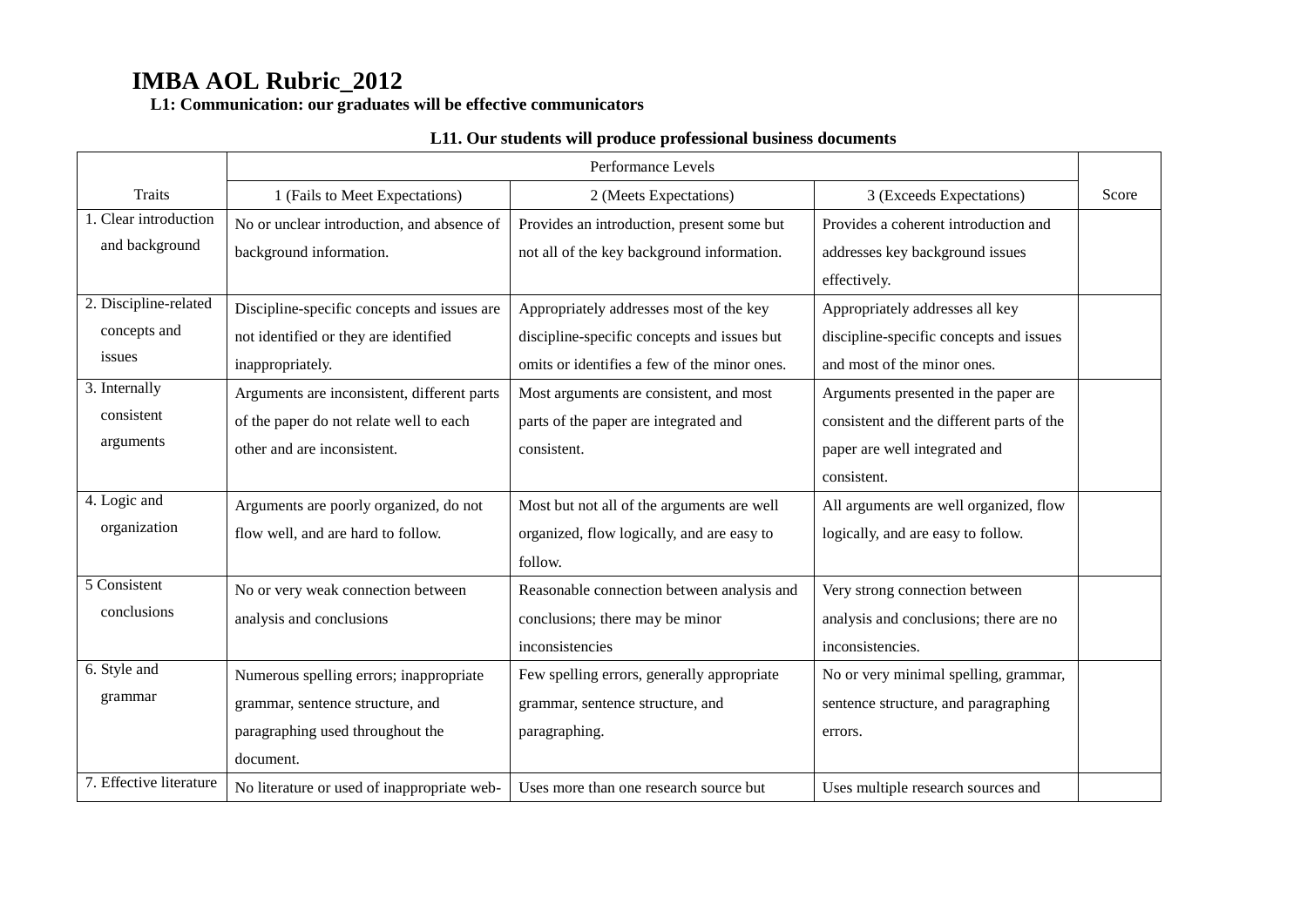# IMBA AOL Rubric_2012

**L1: Communication: our graduates will be effective communicators**

**L11. Our students will produce professional business documents**

| Traits | Performance Levels | | | Score |
|---|---|---|---|---|
| | 1 (Fails to Meet Expectations) | 2 (Meets Expectations) | 3 (Exceeds Expectations) | |
| 1. Clear introduction and background | No or unclear introduction, and absence of background information. | Provides an introduction, present some but not all of the key background information. | Provides a coherent introduction and addresses key background issues effectively. | |
| 2. Discipline-related concepts and issues | Discipline-specific concepts and issues are not identified or they are identified inappropriately. | Appropriately addresses most of the key discipline-specific concepts and issues but omits or identifies a few of the minor ones. | Appropriately addresses all key discipline-specific concepts and issues and most of the minor ones. | |
| 3. Internally consistent arguments | Arguments are inconsistent, different parts of the paper do not relate well to each other and are inconsistent. | Most arguments are consistent, and most parts of the paper are integrated and consistent. | Arguments presented in the paper are consistent and the different parts of the paper are well integrated and consistent. | |
| 4. Logic and organization | Arguments are poorly organized, do not flow well, and are hard to follow. | Most but not all of the arguments are well organized, flow logically, and are easy to follow. | All arguments are well organized, flow logically, and are easy to follow. | |
| 5 Consistent conclusions | No or very weak connection between analysis and conclusions | Reasonable connection between analysis and conclusions; there may be minor inconsistencies | Very strong connection between analysis and conclusions; there are no inconsistencies. | |
| 6. Style and grammar | Numerous spelling errors; inappropriate grammar, sentence structure, and paragraphing used throughout the document. | Few spelling errors, generally appropriate grammar, sentence structure, and paragraphing. | No or very minimal spelling, grammar, sentence structure, and paragraphing errors. | |
| 7. Effective literature | No literature or used of inappropriate web- | Uses more than one research source but | Uses multiple research sources and | |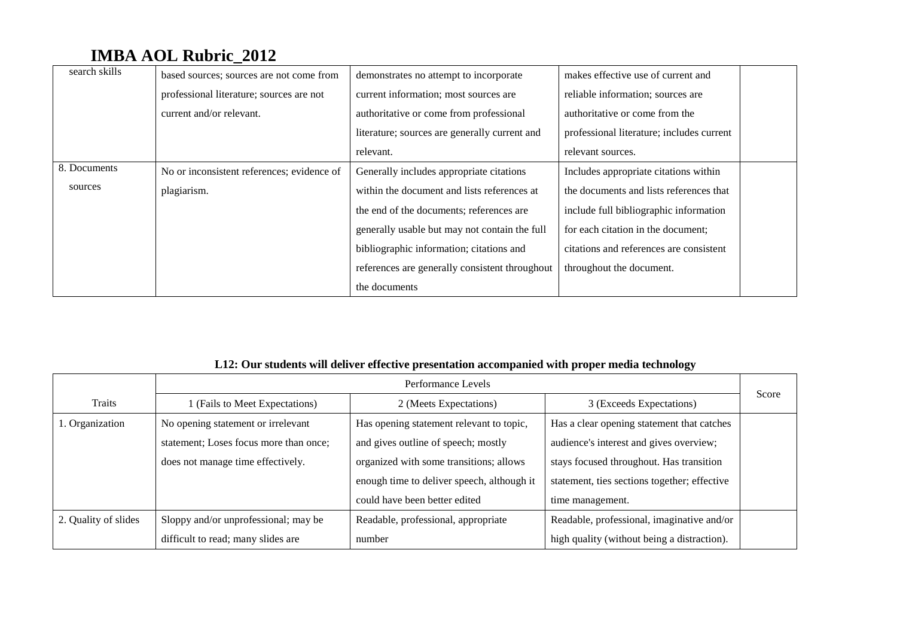# IMBA AOL Rubric_2012

| | | | | |
|---|---|---|---|---|
| search skills | based sources; sources are not come from professional literature; sources are not current and/or relevant. | demonstrates no attempt to incorporate current information; most sources are authoritative or come from professional literature; sources are generally current and relevant. | makes effective use of current and reliable information; sources are authoritative or come from the professional literature; includes current relevant sources. | |
| 8. Documents sources | No or inconsistent references; evidence of plagiarism. | Generally includes appropriate citations within the document and lists references at the end of the documents; references are generally usable but may not contain the full bibliographic information; citations and references are generally consistent throughout the documents | Includes appropriate citations within the documents and lists references that include full bibliographic information for each citation in the document; citations and references are consistent throughout the document. | |

**L12: Our students will deliver effective presentation accompanied with proper media technology**

| Traits | Performance Levels | | | Score |
|---|---|---|---|---|
| | 1 (Fails to Meet Expectations) | 2 (Meets Expectations) | 3 (Exceeds Expectations) | |
| 1. Organization | No opening statement or irrelevant statement; Loses focus more than once; does not manage time effectively. | Has opening statement relevant to topic, and gives outline of speech; mostly organized with some transitions; allows enough time to deliver speech, although it could have been better edited | Has a clear opening statement that catches audience's interest and gives overview; stays focused throughout. Has transition statement, ties sections together; effective time management. | |
| 2. Quality of slides | Sloppy and/or unprofessional; may be difficult to read; many slides are | Readable, professional, appropriate number | Readable, professional, imaginative and/or high quality (without being a distraction). | |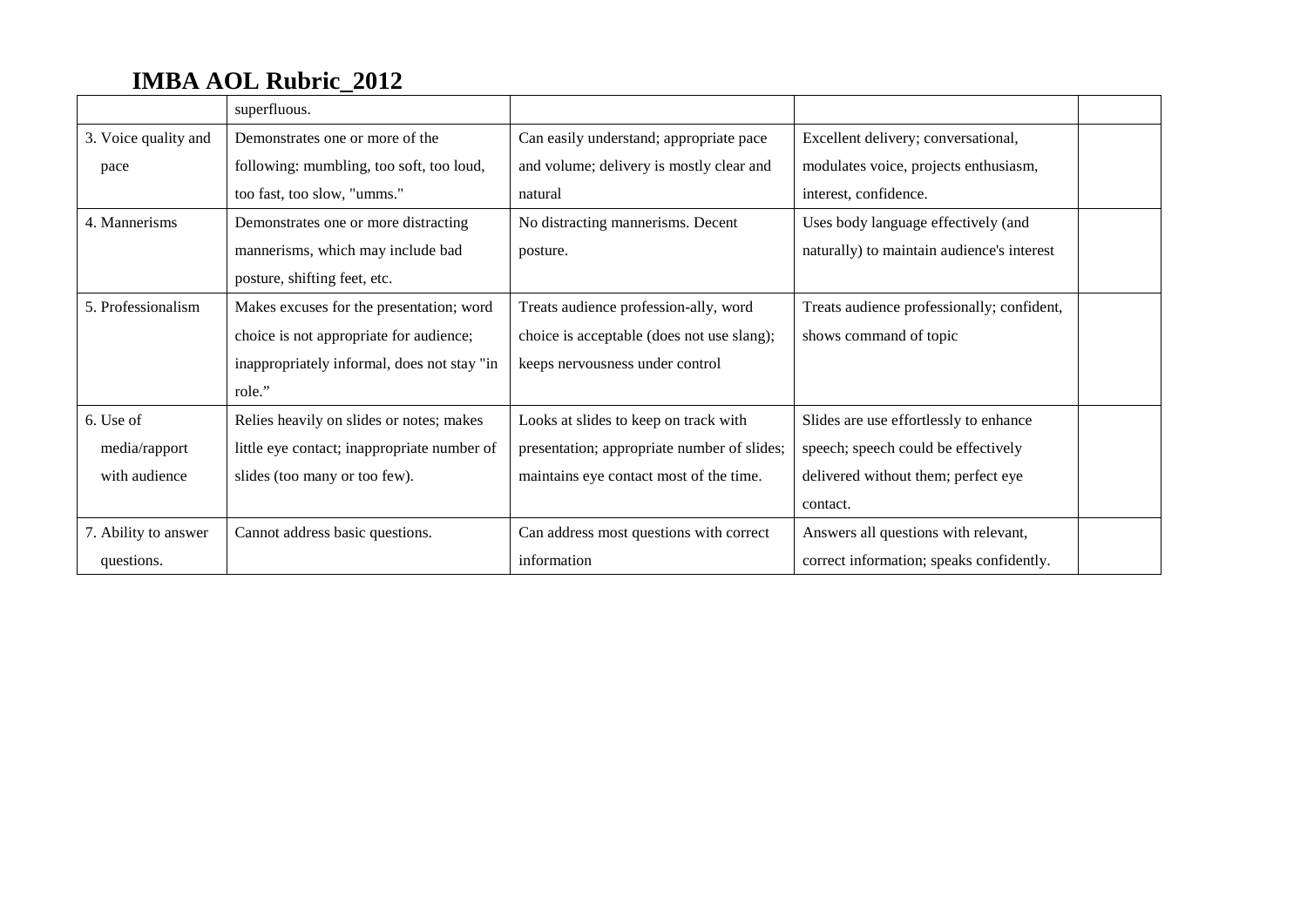# IMBA AOL Rubric_2012

| | | | | |
|---|---|---|---|---|
| | superfluous. | | | |
| 3. Voice quality and pace | Demonstrates one or more of the following: mumbling, too soft, too loud, too fast, too slow, "umms." | Can easily understand; appropriate pace and volume; delivery is mostly clear and natural | Excellent delivery; conversational, modulates voice, projects enthusiasm, interest, confidence. | |
| 4. Mannerisms | Demonstrates one or more distracting mannerisms, which may include bad posture, shifting feet, etc. | No distracting mannerisms. Decent posture. | Uses body language effectively (and naturally) to maintain audience's interest | |
| 5. Professionalism | Makes excuses for the presentation; word choice is not appropriate for audience; inappropriately informal, does not stay "in role." | Treats audience profession-ally, word choice is acceptable (does not use slang); keeps nervousness under control | Treats audience professionally; confident, shows command of topic | |
| 6. Use of media/rapport with audience | Relies heavily on slides or notes; makes little eye contact; inappropriate number of slides (too many or too few). | Looks at slides to keep on track with presentation; appropriate number of slides; maintains eye contact most of the time. | Slides are use effortlessly to enhance speech; speech could be effectively delivered without them; perfect eye contact. | |
| 7. Ability to answer questions. | Cannot address basic questions. | Can address most questions with correct information | Answers all questions with relevant, correct information; speaks confidently. | |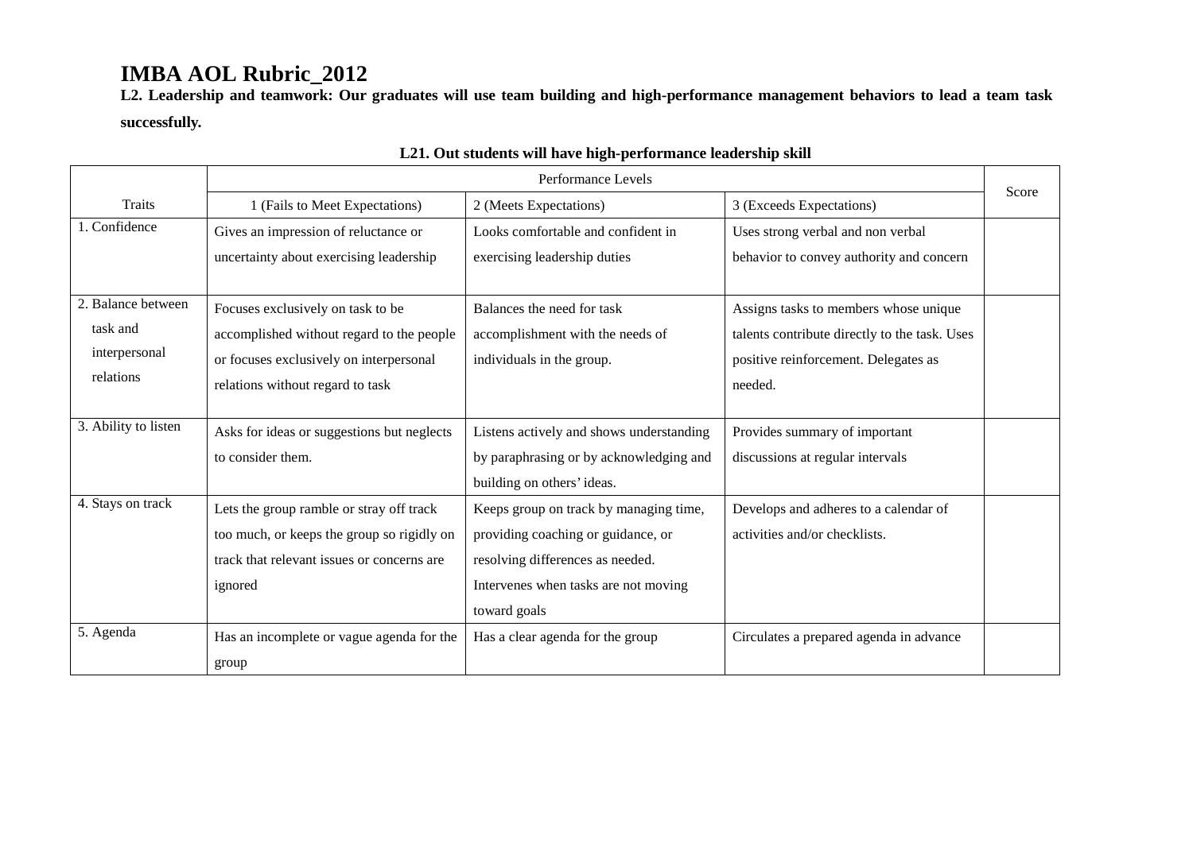# IMBA AOL Rubric_2012

**L2. Leadership and teamwork: Our graduates will use team building and high-performance management behaviors to lead a team task successfully.**

**L21. Out students will have high-performance leadership skill**

| Traits | Performance Levels | | | Score |
|---|---|---|---|---|
| | 1 (Fails to Meet Expectations) | 2 (Meets Expectations) | 3 (Exceeds Expectations) | |
| 1. Confidence | Gives an impression of reluctance or uncertainty about exercising leadership | Looks comfortable and confident in exercising leadership duties | Uses strong verbal and non verbal behavior to convey authority and concern | |
| 2. Balance between task and interpersonal relations | Focuses exclusively on task to be accomplished without regard to the people or focuses exclusively on interpersonal relations without regard to task | Balances the need for task accomplishment with the needs of individuals in the group. | Assigns tasks to members whose unique talents contribute directly to the task. Uses positive reinforcement. Delegates as needed. | |
| 3. Ability to listen | Asks for ideas or suggestions but neglects to consider them. | Listens actively and shows understanding by paraphrasing or by acknowledging and building on others' ideas. | Provides summary of important discussions at regular intervals | |
| 4. Stays on track | Lets the group ramble or stray off track too much, or keeps the group so rigidly on track that relevant issues or concerns are ignored | Keeps group on track by managing time, providing coaching or guidance, or resolving differences as needed. Intervenes when tasks are not moving toward goals | Develops and adheres to a calendar of activities and/or checklists. | |
| 5. Agenda | Has an incomplete or vague agenda for the group | Has a clear agenda for the group | Circulates a prepared agenda in advance | |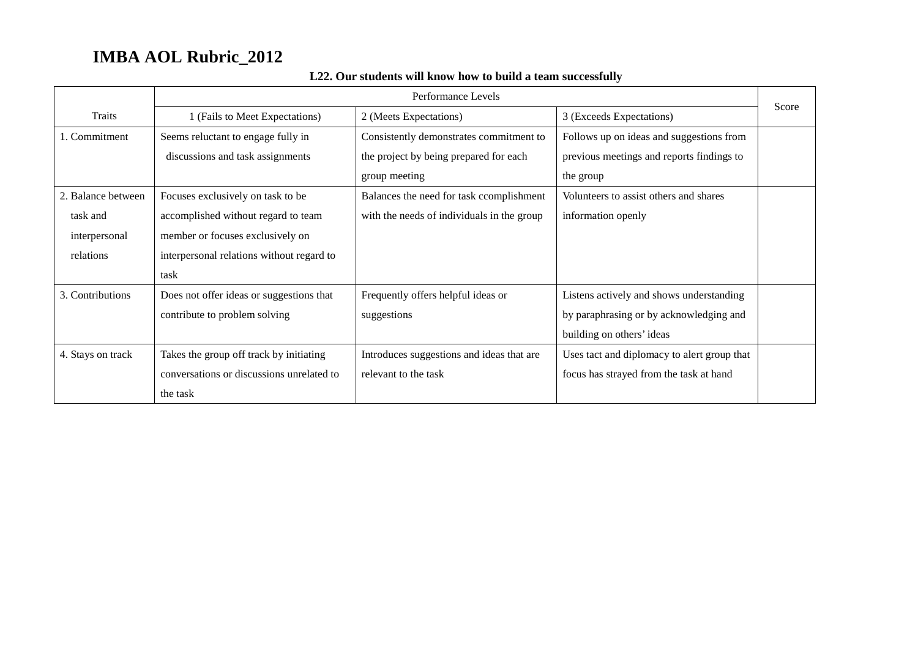# IMBA AOL Rubric_2012

**L22. Our students will know how to build a team successfully**

| Traits | Performance Levels | | | Score |
|---|---|---|---|---|
| | 1 (Fails to Meet Expectations) | 2 (Meets Expectations) | 3 (Exceeds Expectations) | |
| 1. Commitment | Seems reluctant to engage fully in discussions and task assignments | Consistently demonstrates commitment to the project by being prepared for each group meeting | Follows up on ideas and suggestions from previous meetings and reports findings to the group | |
| 2. Balance between task and interpersonal relations | Focuses exclusively on task to be accomplished without regard to team member or focuses exclusively on interpersonal relations without regard to task | Balances the need for task ccomplishment with the needs of individuals in the group | Volunteers to assist others and shares information openly | |
| 3. Contributions | Does not offer ideas or suggestions that contribute to problem solving | Frequently offers helpful ideas or suggestions | Listens actively and shows understanding by paraphrasing or by acknowledging and building on others' ideas | |
| 4. Stays on track | Takes the group off track by initiating conversations or discussions unrelated to the task | Introduces suggestions and ideas that are relevant to the task | Uses tact and diplomacy to alert group that focus has strayed from the task at hand | |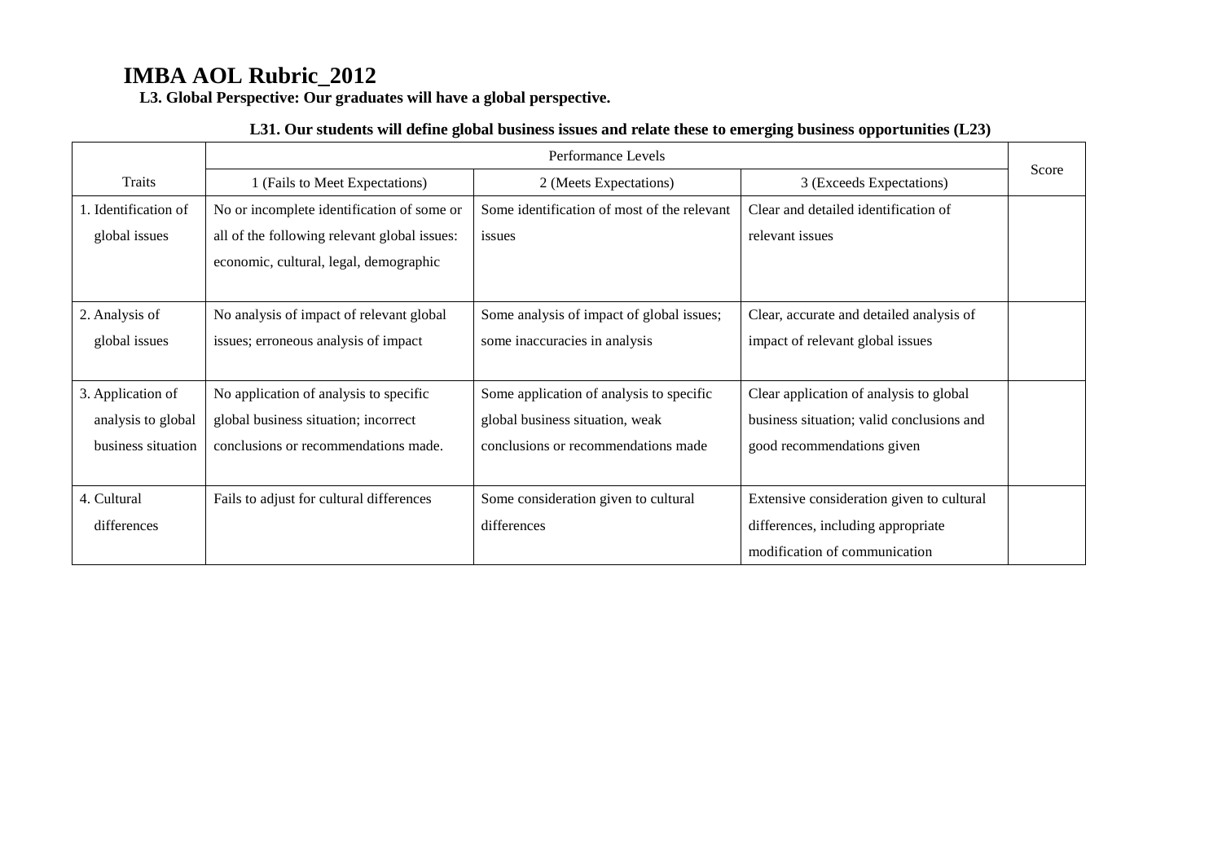# IMBA AOL Rubric_2012

**L3. Global Perspective: Our graduates will have a global perspective.**

**L31. Our students will define global business issues and relate these to emerging business opportunities (L23)**

| Traits | Performance Levels | | | Score |
|---|---|---|---|---|
| | 1 (Fails to Meet Expectations) | 2 (Meets Expectations) | 3 (Exceeds Expectations) | |
| 1. Identification of global issues | No or incomplete identification of some or all of the following relevant global issues: economic, cultural, legal, demographic | Some identification of most of the relevant issues | Clear and detailed identification of relevant issues | |
| 2. Analysis of global issues | No analysis of impact of relevant global issues; erroneous analysis of impact | Some analysis of impact of global issues; some inaccuracies in analysis | Clear, accurate and detailed analysis of impact of relevant global issues | |
| 3. Application of analysis to global business situation | No application of analysis to specific global business situation; incorrect conclusions or recommendations made. | Some application of analysis to specific global business situation, weak conclusions or recommendations made | Clear application of analysis to global business situation; valid conclusions and good recommendations given | |
| 4. Cultural differences | Fails to adjust for cultural differences | Some consideration given to cultural differences | Extensive consideration given to cultural differences, including appropriate modification of communication | |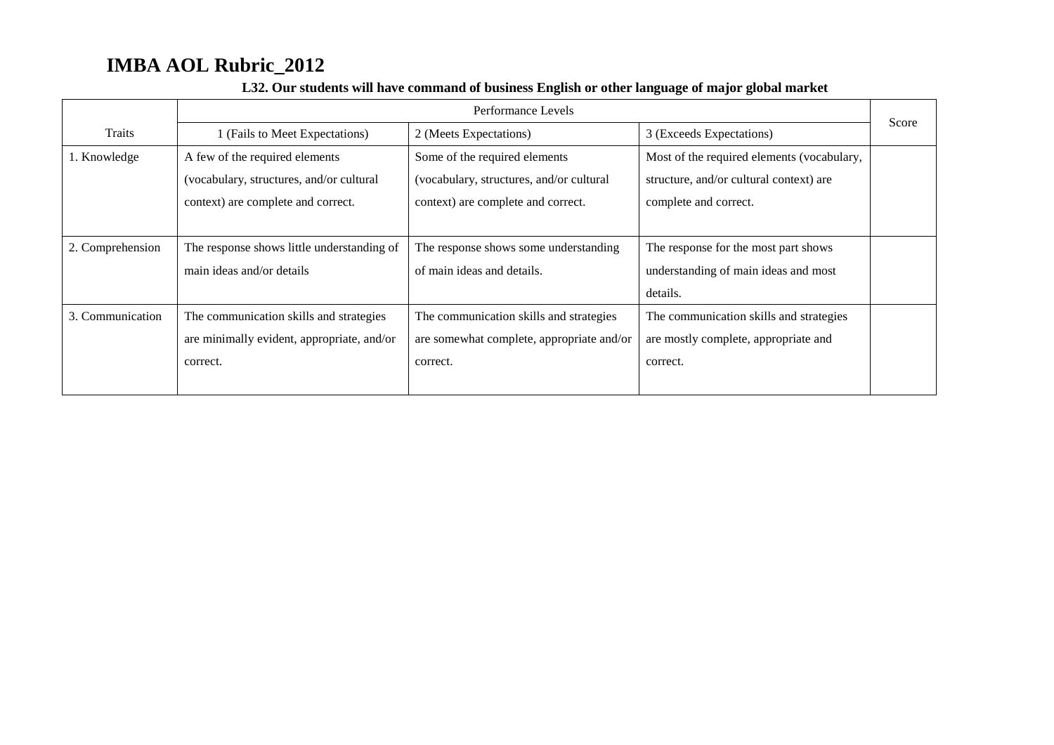# IMBA AOL Rubric_2012

**L32. Our students will have command of business English or other language of major global market**

| Traits | Performance Levels | | | Score |
|---|---|---|---|---|
| | 1 (Fails to Meet Expectations) | 2 (Meets Expectations) | 3 (Exceeds Expectations) | |
| 1. Knowledge | A few of the required elements (vocabulary, structures, and/or cultural context) are complete and correct. | Some of the required elements (vocabulary, structures, and/or cultural context) are complete and correct. | Most of the required elements (vocabulary, structure, and/or cultural context) are complete and correct. | |
| 2. Comprehension | The response shows little understanding of main ideas and/or details | The response shows some understanding of main ideas and details. | The response for the most part shows understanding of main ideas and most details. | |
| 3. Communication | The communication skills and strategies are minimally evident, appropriate, and/or correct. | The communication skills and strategies are somewhat complete, appropriate and/or correct. | The communication skills and strategies are mostly complete, appropriate and correct. | |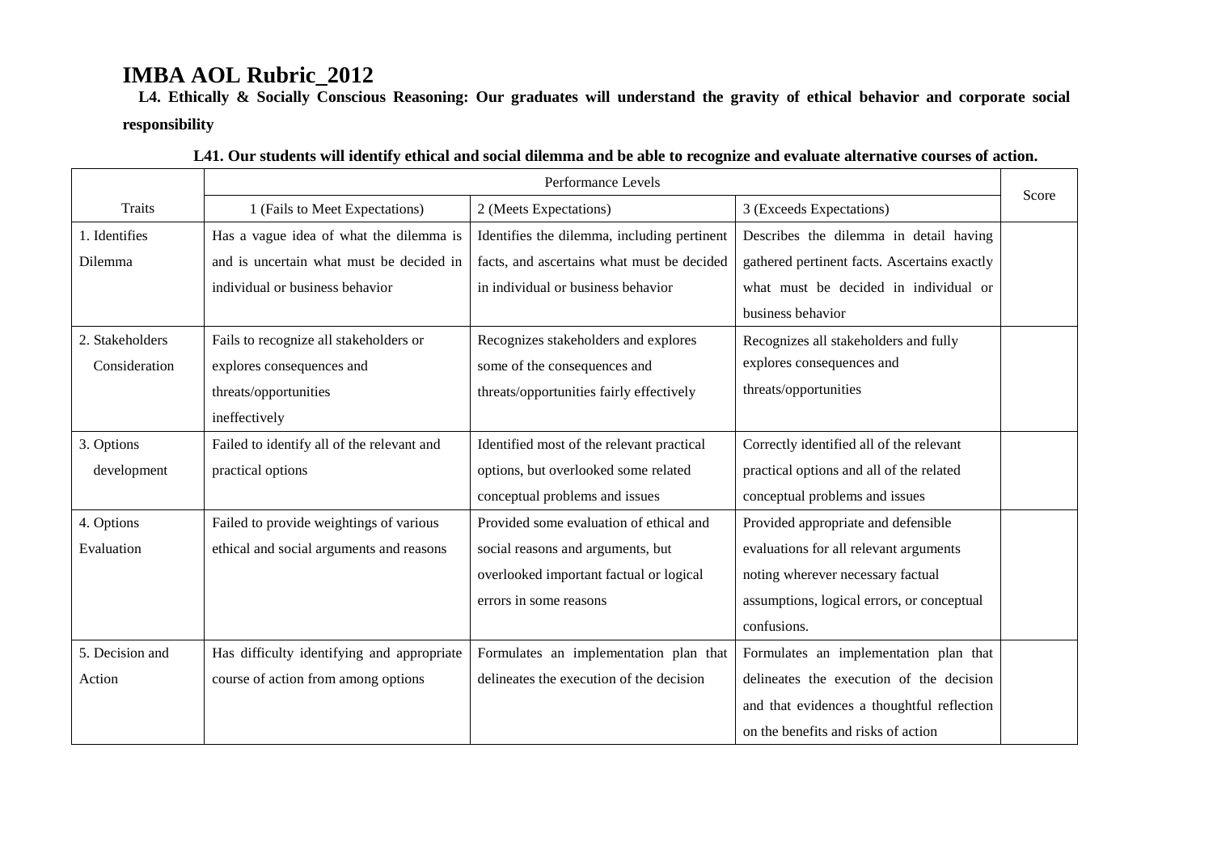# IMBA AOL Rubric_2012

**L4. Ethically & Socially Conscious Reasoning: Our graduates will understand the gravity of ethical behavior and corporate social responsibility**

**L41. Our students will identify ethical and social dilemma and be able to recognize and evaluate alternative courses of action.**

| Traits | Performance Levels | | | Score |
|---|---|---|---|---|
| | 1 (Fails to Meet Expectations) | 2 (Meets Expectations) | 3 (Exceeds Expectations) | |
| 1. Identifies Dilemma | Has a vague idea of what the dilemma is and is uncertain what must be decided in individual or business behavior | Identifies the dilemma, including pertinent facts, and ascertains what must be decided in individual or business behavior | Describes the dilemma in detail having gathered pertinent facts. Ascertains exactly what must be decided in individual or business behavior | |
| 2. Stakeholders Consideration | Fails to recognize all stakeholders or explores consequences and threats/opportunities ineffectively | Recognizes stakeholders and explores some of the consequences and threats/opportunities fairly effectively | Recognizes all stakeholders and fully explores consequences and threats/opportunities | |
| 3. Options development | Failed to identify all of the relevant and practical options | Identified most of the relevant practical options, but overlooked some related conceptual problems and issues | Correctly identified all of the relevant practical options and all of the related conceptual problems and issues | |
| 4. Options Evaluation | Failed to provide weightings of various ethical and social arguments and reasons | Provided some evaluation of ethical and social reasons and arguments, but overlooked important factual or logical errors in some reasons | Provided appropriate and defensible evaluations for all relevant arguments noting wherever necessary factual assumptions, logical errors, or conceptual confusions. | |
| 5. Decision and Action | Has difficulty identifying and appropriate course of action from among options | Formulates an implementation plan that delineates the execution of the decision | Formulates an implementation plan that delineates the execution of the decision and that evidences a thoughtful reflection on the benefits and risks of action | |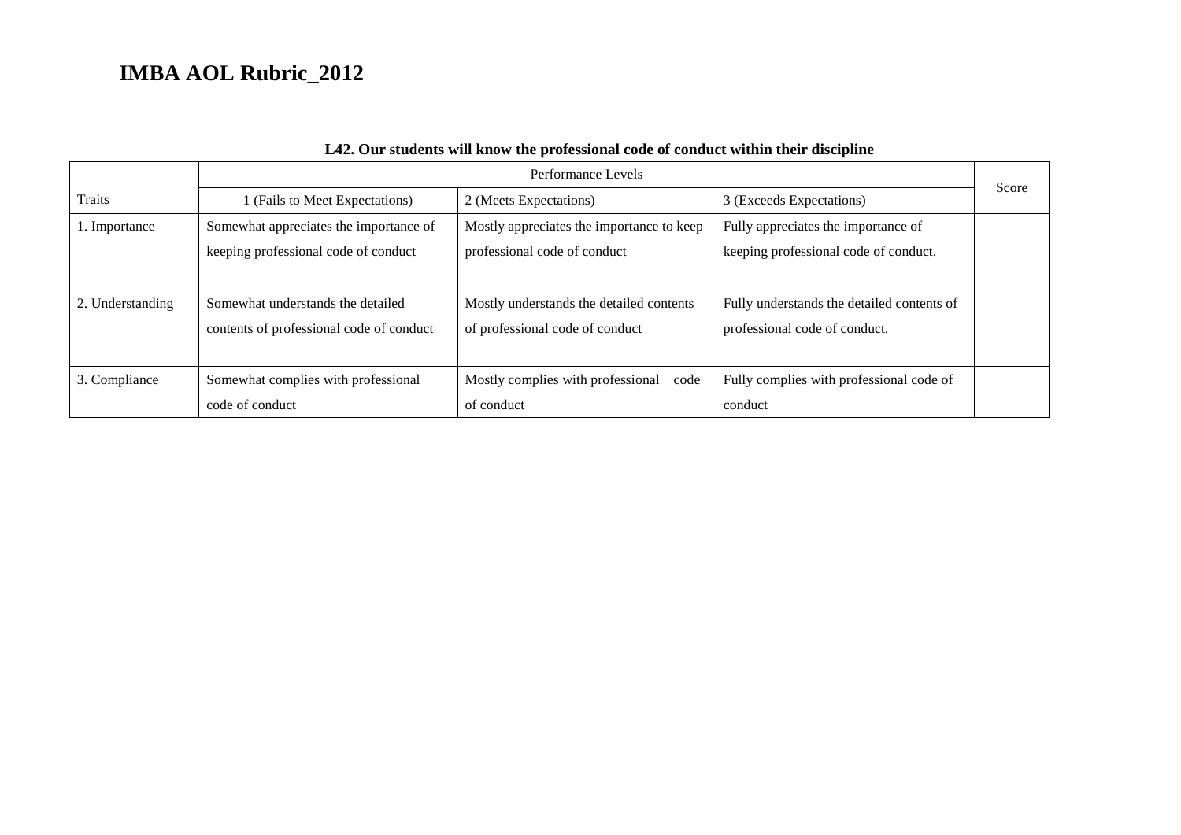# IMBA AOL Rubric_2012

**L42. Our students will know the professional code of conduct within their discipline**

| Traits | Performance Levels | | | Score |
|---|---|---|---|---|
| | 1 (Fails to Meet Expectations) | 2 (Meets Expectations) | 3 (Exceeds Expectations) | |
| 1. Importance | Somewhat appreciates the importance of keeping professional code of conduct | Mostly appreciates the importance to keep professional code of conduct | Fully appreciates the importance of keeping professional code of conduct. | |
| 2. Understanding | Somewhat understands the detailed contents of professional code of conduct | Mostly understands the detailed contents of professional code of conduct | Fully understands the detailed contents of professional code of conduct. | |
| 3. Compliance | Somewhat complies with professional code of conduct | Mostly complies with professional code of conduct | Fully complies with professional code of conduct | |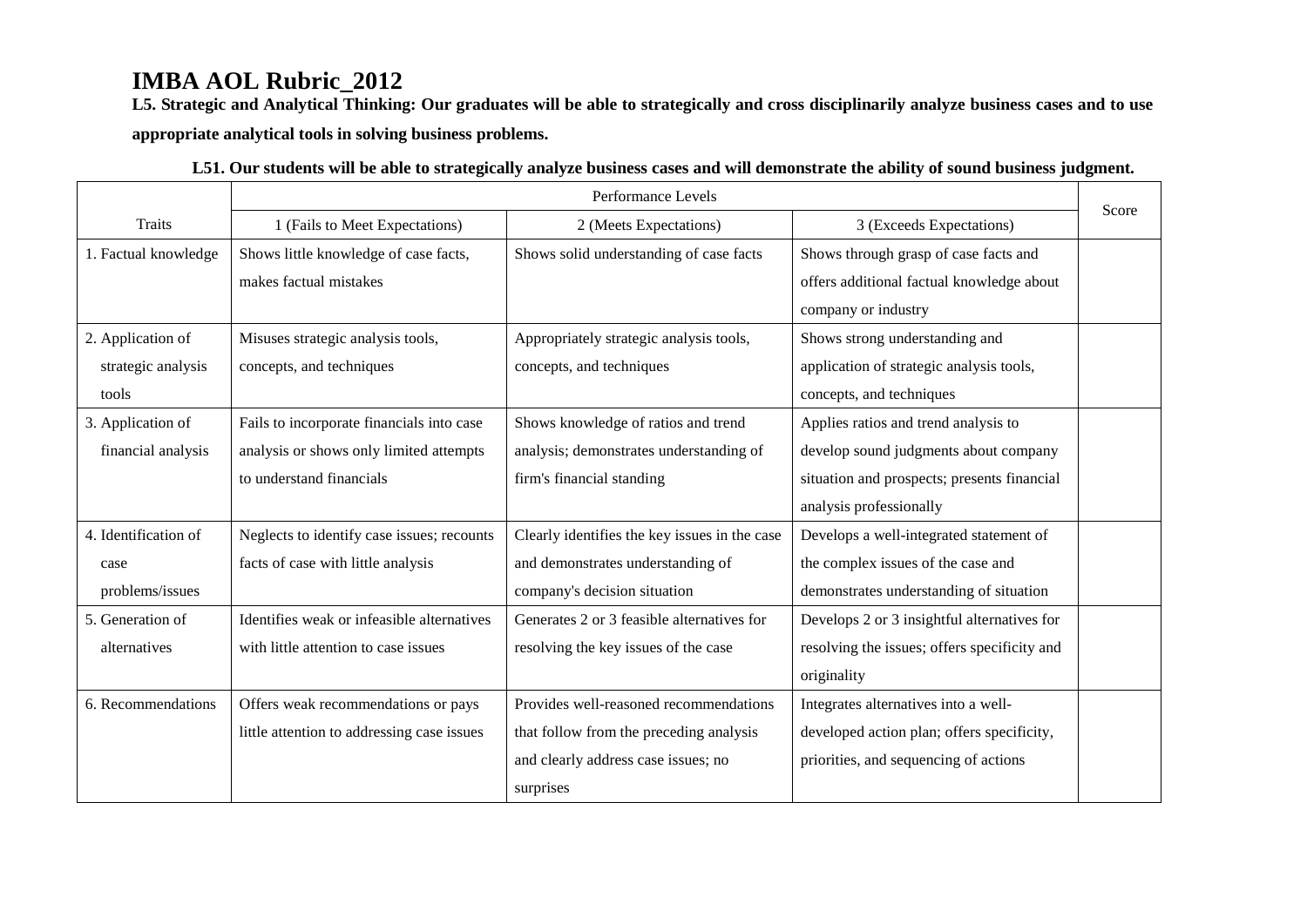# IMBA AOL Rubric_2012

**L5. Strategic and Analytical Thinking: Our graduates will be able to strategically and cross disciplinarily analyze business cases and to use appropriate analytical tools in solving business problems.**

**L51. Our students will be able to strategically analyze business cases and will demonstrate the ability of sound business judgment.**

| Traits | Performance Levels | | | Score |
|---|---|---|---|---|
| | 1 (Fails to Meet Expectations) | 2 (Meets Expectations) | 3 (Exceeds Expectations) | |
| 1. Factual knowledge | Shows little knowledge of case facts, makes factual mistakes | Shows solid understanding of case facts | Shows through grasp of case facts and offers additional factual knowledge about company or industry | |
| 2. Application of strategic analysis tools | Misuses strategic analysis tools, concepts, and techniques | Appropriately strategic analysis tools, concepts, and techniques | Shows strong understanding and application of strategic analysis tools, concepts, and techniques | |
| 3. Application of financial analysis | Fails to incorporate financials into case analysis or shows only limited attempts to understand financials | Shows knowledge of ratios and trend analysis; demonstrates understanding of firm's financial standing | Applies ratios and trend analysis to develop sound judgments about company situation and prospects; presents financial analysis professionally | |
| 4. Identification of case problems/issues | Neglects to identify case issues; recounts facts of case with little analysis | Clearly identifies the key issues in the case and demonstrates understanding of company's decision situation | Develops a well-integrated statement of the complex issues of the case and demonstrates understanding of situation | |
| 5. Generation of alternatives | Identifies weak or infeasible alternatives with little attention to case issues | Generates 2 or 3 feasible alternatives for resolving the key issues of the case | Develops 2 or 3 insightful alternatives for resolving the issues; offers specificity and originality | |
| 6. Recommendations | Offers weak recommendations or pays little attention to addressing case issues | Provides well-reasoned recommendations that follow from the preceding analysis and clearly address case issues; no surprises | Integrates alternatives into a well-developed action plan; offers specificity, priorities, and sequencing of actions | |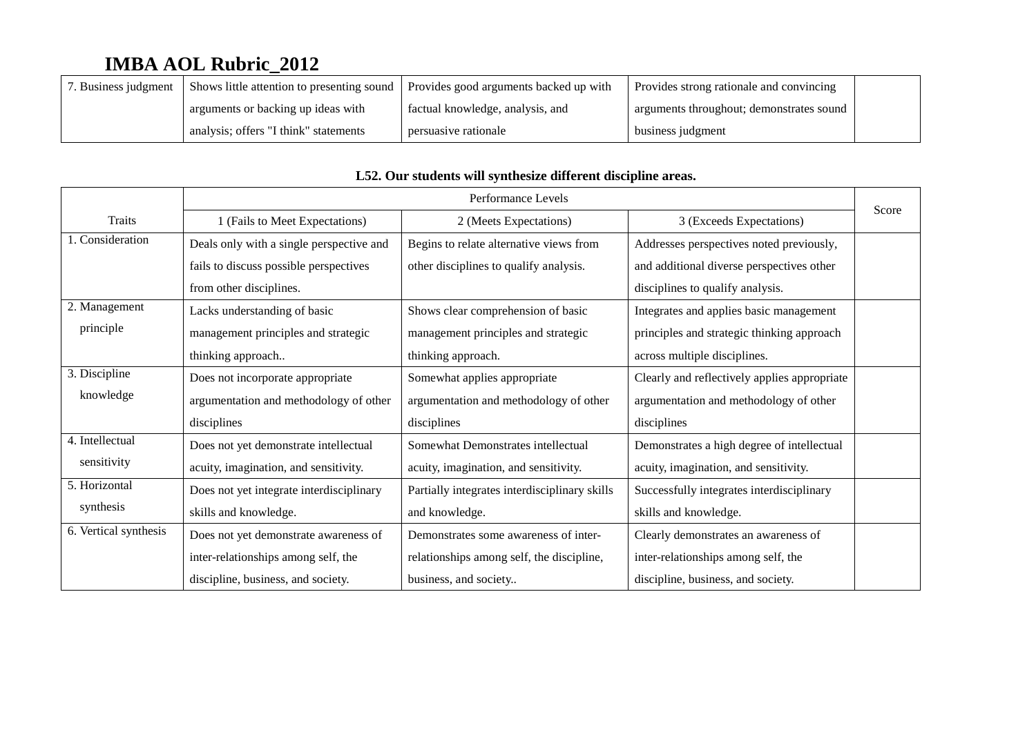# IMBA AOL Rubric_2012

| | | | | |
|---|---|---|---|---|
| 7. Business judgment | Shows little attention to presenting sound arguments or backing up ideas with analysis; offers "I think" statements | Provides good arguments backed up with factual knowledge, analysis, and persuasive rationale | Provides strong rationale and convincing arguments throughout; demonstrates sound business judgment | |

**L52. Our students will synthesize different discipline areas.**

| | Performance Levels | | | Score |
|---|---|---|---|---|
| Traits | 1 (Fails to Meet Expectations) | 2 (Meets Expectations) | 3 (Exceeds Expectations) | |
| 1. Consideration | Deals only with a single perspective and fails to discuss possible perspectives from other disciplines. | Begins to relate alternative views from other disciplines to qualify analysis. | Addresses perspectives noted previously, and additional diverse perspectives other disciplines to qualify analysis. | |
| 2. Management principle | Lacks understanding of basic management principles and strategic thinking approach.. | Shows clear comprehension of basic management principles and strategic thinking approach. | Integrates and applies basic management principles and strategic thinking approach across multiple disciplines. | |
| 3. Discipline knowledge | Does not incorporate appropriate argumentation and methodology of other disciplines | Somewhat applies appropriate argumentation and methodology of other disciplines | Clearly and reflectively applies appropriate argumentation and methodology of other disciplines | |
| 4. Intellectual sensitivity | Does not yet demonstrate intellectual acuity, imagination, and sensitivity. | Somewhat Demonstrates intellectual acuity, imagination, and sensitivity. | Demonstrates a high degree of intellectual acuity, imagination, and sensitivity. | |
| 5. Horizontal synthesis | Does not yet integrate interdisciplinary skills and knowledge. | Partially integrates interdisciplinary skills and knowledge. | Successfully integrates interdisciplinary skills and knowledge. | |
| 6. Vertical synthesis | Does not yet demonstrate awareness of inter-relationships among self, the discipline, business, and society. | Demonstrates some awareness of inter-relationships among self, the discipline, business, and society.. | Clearly demonstrates an awareness of inter-relationships among self, the discipline, business, and society. | |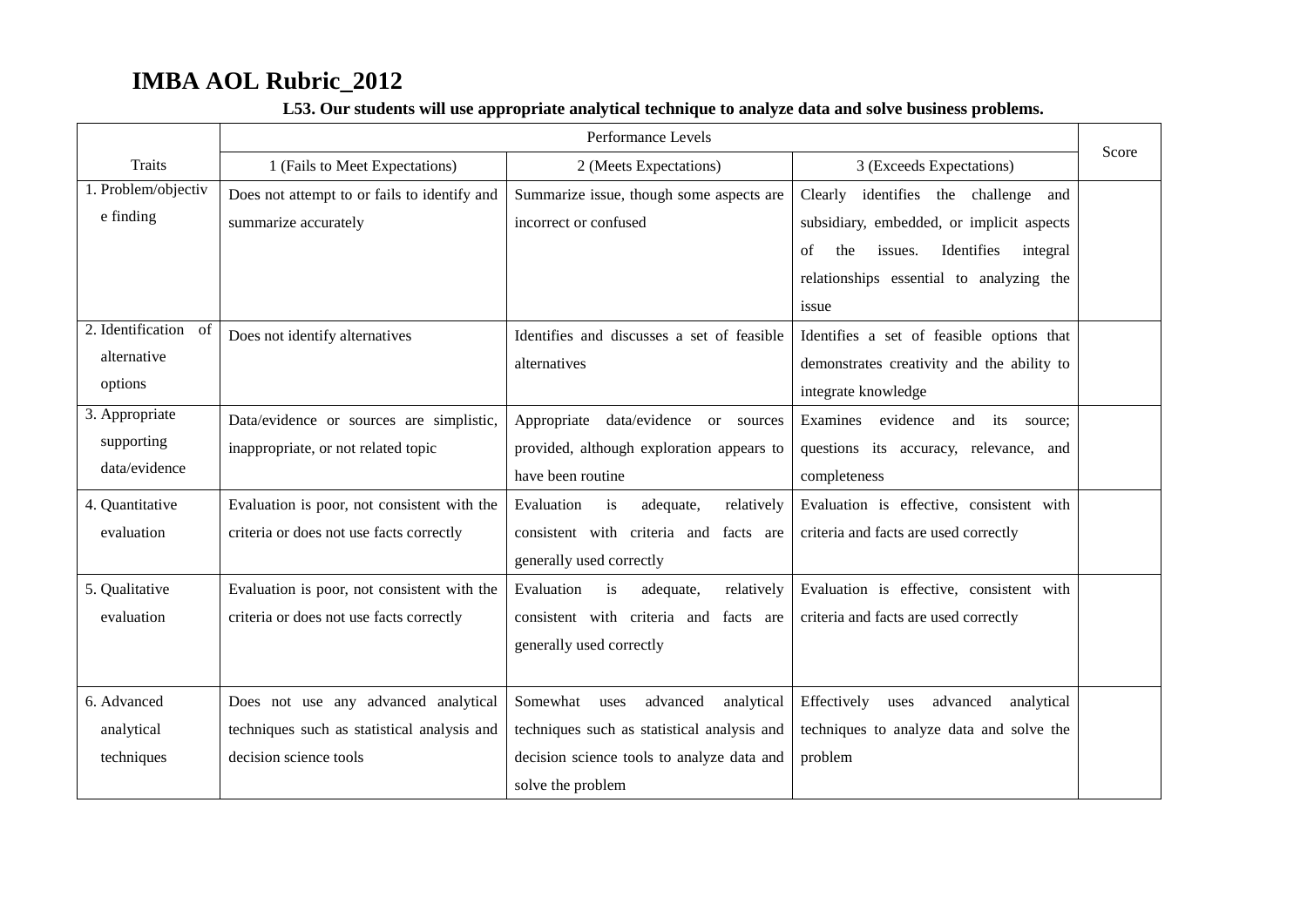# IMBA AOL Rubric_2012

**L53. Our students will use appropriate analytical technique to analyze data and solve business problems.**

| Traits | Performance Levels | | | Score |
|---|---|---|---|---|
| | 1 (Fails to Meet Expectations) | 2 (Meets Expectations) | 3 (Exceeds Expectations) | |
| 1. Problem/objective finding | Does not attempt to or fails to identify and summarize accurately | Summarize issue, though some aspects are incorrect or confused | Clearly identifies the challenge and subsidiary, embedded, or implicit aspects of the issues. Identifies integral relationships essential to analyzing the issue | |
| 2. Identification of alternative options | Does not identify alternatives | Identifies and discusses a set of feasible alternatives | Identifies a set of feasible options that demonstrates creativity and the ability to integrate knowledge | |
| 3. Appropriate supporting data/evidence | Data/evidence or sources are simplistic, inappropriate, or not related topic | Appropriate data/evidence or sources provided, although exploration appears to have been routine | Examines evidence and its source; questions its accuracy, relevance, and completeness | |
| 4. Quantitative evaluation | Evaluation is poor, not consistent with the criteria or does not use facts correctly | Evaluation is adequate, relatively consistent with criteria and facts are generally used correctly | Evaluation is effective, consistent with criteria and facts are used correctly | |
| 5. Qualitative evaluation | Evaluation is poor, not consistent with the criteria or does not use facts correctly | Evaluation is adequate, relatively consistent with criteria and facts are generally used correctly | Evaluation is effective, consistent with criteria and facts are used correctly | |
| 6. Advanced analytical techniques | Does not use any advanced analytical techniques such as statistical analysis and decision science tools | Somewhat uses advanced analytical techniques such as statistical analysis and decision science tools to analyze data and solve the problem | Effectively uses advanced analytical techniques to analyze data and solve the problem | |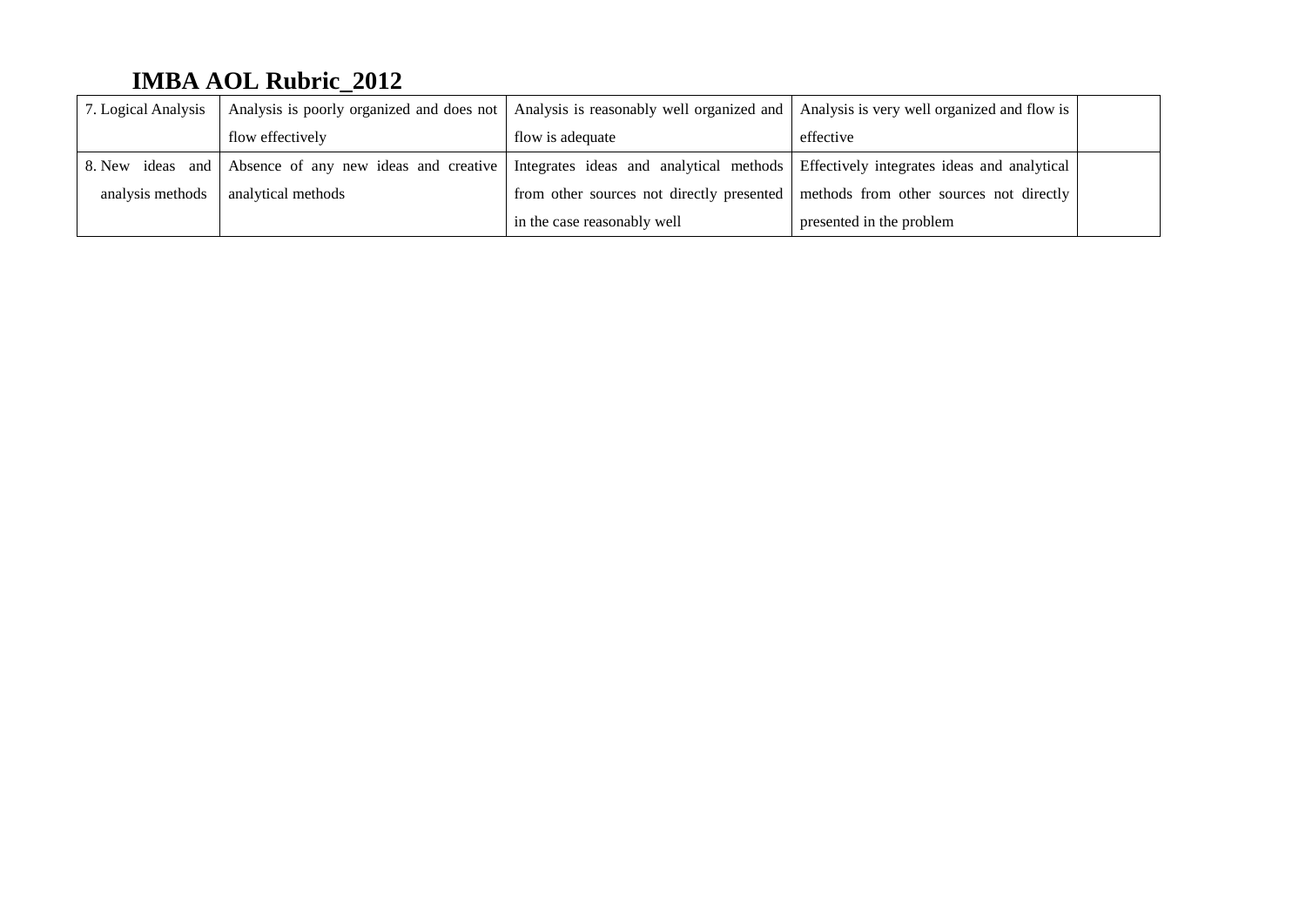**IMBA AOL Rubric_2012**

| | | | | |
|---|---|---|---|---|
| 7. Logical Analysis | Analysis is poorly organized and does not flow effectively | Analysis is reasonably well organized and flow is adequate | Analysis is very well organized and flow is effective | |
| 8. New ideas and analysis methods | Absence of any new ideas and creative analytical methods | Integrates ideas and analytical methods from other sources not directly presented in the case reasonably well | Effectively integrates ideas and analytical methods from other sources not directly presented in the problem | |